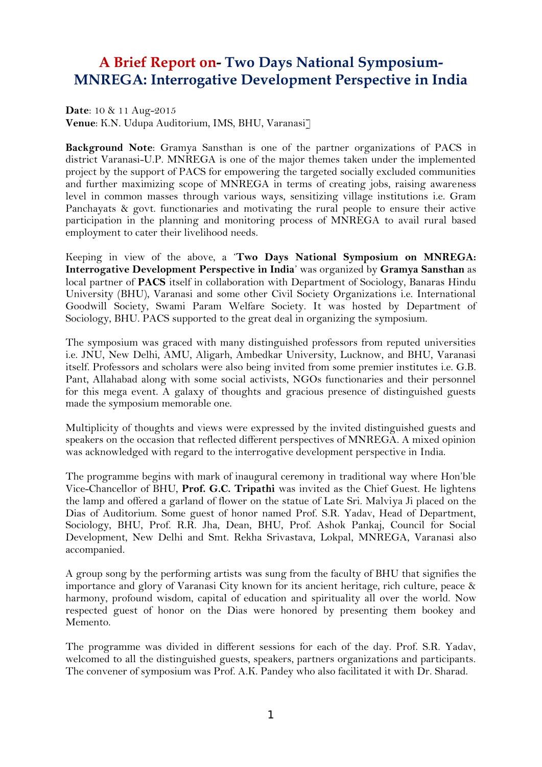# A Brief Report on- Two Days National Symposium-MNREGA: Interrogative Development Perspective in India

**Date**: 10 & 11 Aug-2015
**Venue**: K.N. Udupa Auditorium, IMS, BHU, Varanasi]

**Background Note**: Gramya Sansthan is one of the partner organizations of PACS in district Varanasi-U.P. MNREGA is one of the major themes taken under the implemented project by the support of PACS for empowering the targeted socially excluded communities and further maximizing scope of MNREGA in terms of creating jobs, raising awareness level in common masses through various ways, sensitizing village institutions i.e. Gram Panchayats & govt. functionaries and motivating the rural people to ensure their active participation in the planning and monitoring process of MNREGA to avail rural based employment to cater their livelihood needs.

Keeping in view of the above, a '**Two Days National Symposium on MNREGA: Interrogative Development Perspective in India**' was organized by **Gramya Sansthan** as local partner of **PACS** itself in collaboration with Department of Sociology, Banaras Hindu University (BHU), Varanasi and some other Civil Society Organizations i.e. International Goodwill Society, Swami Param Welfare Society. It was hosted by Department of Sociology, BHU. PACS supported to the great deal in organizing the symposium.

The symposium was graced with many distinguished professors from reputed universities i.e. JNU, New Delhi, AMU, Aligarh, Ambedkar University, Lucknow, and BHU, Varanasi itself. Professors and scholars were also being invited from some premier institutes i.e. G.B. Pant, Allahabad along with some social activists, NGOs functionaries and their personnel for this mega event. A galaxy of thoughts and gracious presence of distinguished guests made the symposium memorable one.

Multiplicity of thoughts and views were expressed by the invited distinguished guests and speakers on the occasion that reflected different perspectives of MNREGA. A mixed opinion was acknowledged with regard to the interrogative development perspective in India.

The programme begins with mark of inaugural ceremony in traditional way where Hon'ble Vice-Chancellor of BHU, **Prof. G.C. Tripathi** was invited as the Chief Guest. He lightens the lamp and offered a garland of flower on the statue of Late Sri. Malviya Ji placed on the Dias of Auditorium. Some guest of honor named Prof. S.R. Yadav, Head of Department, Sociology, BHU, Prof. R.R. Jha, Dean, BHU, Prof. Ashok Pankaj, Council for Social Development, New Delhi and Smt. Rekha Srivastava, Lokpal, MNREGA, Varanasi also accompanied.

A group song by the performing artists was sung from the faculty of BHU that signifies the importance and glory of Varanasi City known for its ancient heritage, rich culture, peace & harmony, profound wisdom, capital of education and spirituality all over the world. Now respected guest of honor on the Dias were honored by presenting them bookey and Memento.

The programme was divided in different sessions for each of the day. Prof. S.R. Yadav, welcomed to all the distinguished guests, speakers, partners organizations and participants. The convener of symposium was Prof. A.K. Pandey who also facilitated it with Dr. Sharad.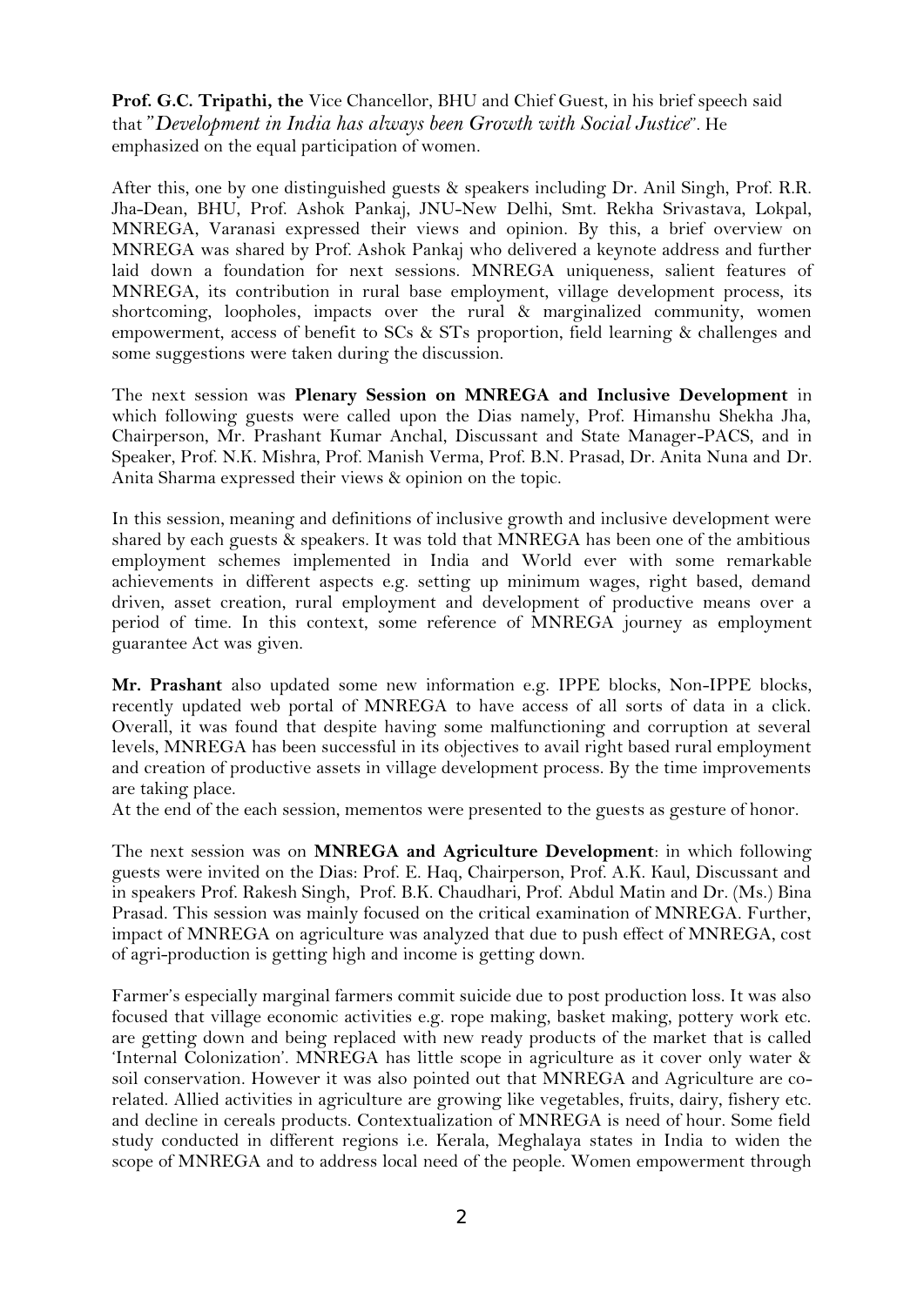**Prof. G.C. Tripathi, the** Vice Chancellor, BHU and Chief Guest, in his brief speech said that *"Development in India has always been Growth with Social Justice*". He emphasized on the equal participation of women.

After this, one by one distinguished guests & speakers including Dr. Anil Singh, Prof. R.R. Jha-Dean, BHU, Prof. Ashok Pankaj, JNU-New Delhi, Smt. Rekha Srivastava, Lokpal, MNREGA, Varanasi expressed their views and opinion. By this, a brief overview on MNREGA was shared by Prof. Ashok Pankaj who delivered a keynote address and further laid down a foundation for next sessions. MNREGA uniqueness, salient features of MNREGA, its contribution in rural base employment, village development process, its shortcoming, loopholes, impacts over the rural & marginalized community, women empowerment, access of benefit to SCs & STs proportion, field learning & challenges and some suggestions were taken during the discussion.

The next session was **Plenary Session on MNREGA and Inclusive Development** in which following guests were called upon the Dias namely, Prof. Himanshu Shekha Jha, Chairperson, Mr. Prashant Kumar Anchal, Discussant and State Manager-PACS, and in Speaker, Prof. N.K. Mishra, Prof. Manish Verma, Prof. B.N. Prasad, Dr. Anita Nuna and Dr. Anita Sharma expressed their views & opinion on the topic.

In this session, meaning and definitions of inclusive growth and inclusive development were shared by each guests & speakers. It was told that MNREGA has been one of the ambitious employment schemes implemented in India and World ever with some remarkable achievements in different aspects e.g. setting up minimum wages, right based, demand driven, asset creation, rural employment and development of productive means over a period of time. In this context, some reference of MNREGA journey as employment guarantee Act was given.

**Mr. Prashant** also updated some new information e.g. IPPE blocks, Non-IPPE blocks, recently updated web portal of MNREGA to have access of all sorts of data in a click. Overall, it was found that despite having some malfunctioning and corruption at several levels, MNREGA has been successful in its objectives to avail right based rural employment and creation of productive assets in village development process. By the time improvements are taking place.

At the end of the each session, mementos were presented to the guests as gesture of honor.

The next session was on **MNREGA and Agriculture Development**: in which following guests were invited on the Dias: Prof. E. Haq, Chairperson, Prof. A.K. Kaul, Discussant and in speakers Prof. Rakesh Singh, Prof. B.K. Chaudhari, Prof. Abdul Matin and Dr. (Ms.) Bina Prasad. This session was mainly focused on the critical examination of MNREGA. Further, impact of MNREGA on agriculture was analyzed that due to push effect of MNREGA, cost of agri-production is getting high and income is getting down.

Farmer's especially marginal farmers commit suicide due to post production loss. It was also focused that village economic activities e.g. rope making, basket making, pottery work etc. are getting down and being replaced with new ready products of the market that is called 'Internal Colonization'. MNREGA has little scope in agriculture as it cover only water & soil conservation. However it was also pointed out that MNREGA and Agriculture are co-related. Allied activities in agriculture are growing like vegetables, fruits, dairy, fishery etc. and decline in cereals products. Contextualization of MNREGA is need of hour. Some field study conducted in different regions i.e. Kerala, Meghalaya states in India to widen the scope of MNREGA and to address local need of the people. Women empowerment through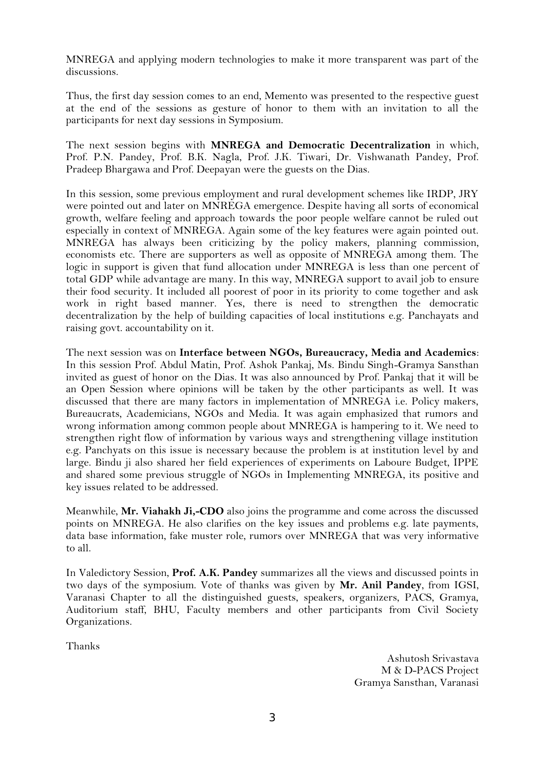MNREGA and applying modern technologies to make it more transparent was part of the discussions.

Thus, the first day session comes to an end, Memento was presented to the respective guest at the end of the sessions as gesture of honor to them with an invitation to all the participants for next day sessions in Symposium.

The next session begins with **MNREGA and Democratic Decentralization** in which, Prof. P.N. Pandey, Prof. B.K. Nagla, Prof. J.K. Tiwari, Dr. Vishwanath Pandey, Prof. Pradeep Bhargawa and Prof. Deepayan were the guests on the Dias.

In this session, some previous employment and rural development schemes like IRDP, JRY were pointed out and later on MNREGA emergence. Despite having all sorts of economical growth, welfare feeling and approach towards the poor people welfare cannot be ruled out especially in context of MNREGA. Again some of the key features were again pointed out. MNREGA has always been criticizing by the policy makers, planning commission, economists etc. There are supporters as well as opposite of MNREGA among them. The logic in support is given that fund allocation under MNREGA is less than one percent of total GDP while advantage are many. In this way, MNREGA support to avail job to ensure their food security. It included all poorest of poor in its priority to come together and ask work in right based manner. Yes, there is need to strengthen the democratic decentralization by the help of building capacities of local institutions e.g. Panchayats and raising govt. accountability on it.

The next session was on **Interface between NGOs, Bureaucracy, Media and Academics**: In this session Prof. Abdul Matin, Prof. Ashok Pankaj, Ms. Bindu Singh-Gramya Sansthan invited as guest of honor on the Dias. It was also announced by Prof. Pankaj that it will be an Open Session where opinions will be taken by the other participants as well. It was discussed that there are many factors in implementation of MNREGA i.e. Policy makers, Bureaucrats, Academicians, NGOs and Media. It was again emphasized that rumors and wrong information among common people about MNREGA is hampering to it. We need to strengthen right flow of information by various ways and strengthening village institution e.g. Panchyats on this issue is necessary because the problem is at institution level by and large. Bindu ji also shared her field experiences of experiments on Laboure Budget, IPPE and shared some previous struggle of NGOs in Implementing MNREGA, its positive and key issues related to be addressed.

Meanwhile, **Mr. Viahakh Ji,-CDO** also joins the programme and come across the discussed points on MNREGA. He also clarifies on the key issues and problems e.g. late payments, data base information, fake muster role, rumors over MNREGA that was very informative to all.

In Valedictory Session, **Prof. A.K. Pandey** summarizes all the views and discussed points in two days of the symposium. Vote of thanks was given by **Mr. Anil Pandey**, from IGSI, Varanasi Chapter to all the distinguished guests, speakers, organizers, PACS, Gramya, Auditorium staff, BHU, Faculty members and other participants from Civil Society Organizations.

Thanks

Ashutosh Srivastava
M & D-PACS Project
Gramya Sansthan, Varanasi